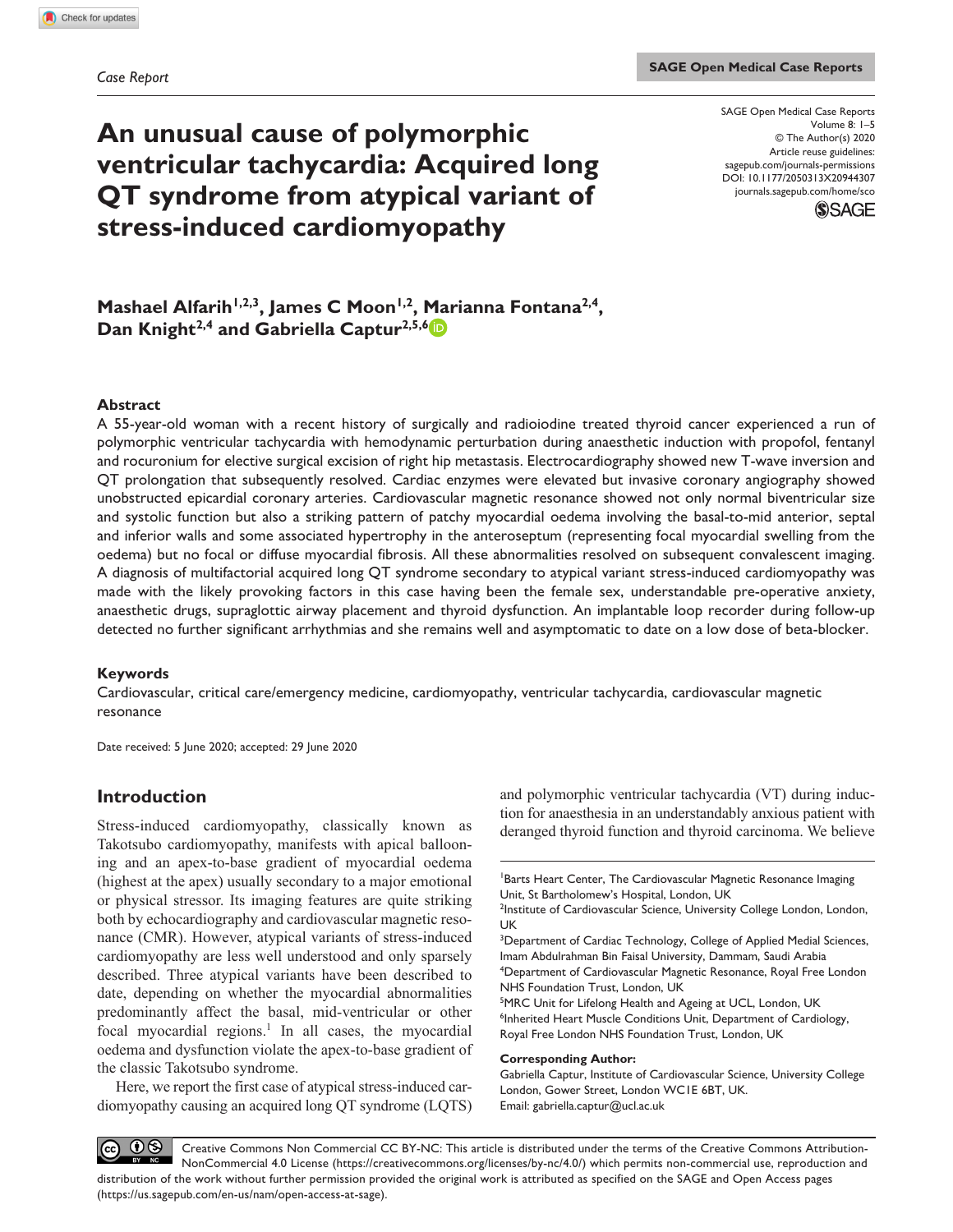*Case Report*

# An unusual cause of polymorphic ventricular tachycardia: Acquired long QT syndrome from atypical variant of stress-induced cardiomyopathy

SAGE Open Medical Case Reports
Volume 8: 1–5
© The Author(s) 2020
Article reuse guidelines: sagepub.com/journals-permissions
DOI: 10.1177/2050313X20944307
journals.sagepub.com/home/sco

**Mashael Alfarih[1,2,3], James C Moon[1,2], Marianna Fontana[2,4], Dan Knight[2,4] and Gabriella Captur[2,5,6]**

## Abstract

A 55-year-old woman with a recent history of surgically and radioiodine treated thyroid cancer experienced a run of polymorphic ventricular tachycardia with hemodynamic perturbation during anaesthetic induction with propofol, fentanyl and rocuronium for elective surgical excision of right hip metastasis. Electrocardiography showed new T-wave inversion and QT prolongation that subsequently resolved. Cardiac enzymes were elevated but invasive coronary angiography showed unobstructed epicardial coronary arteries. Cardiovascular magnetic resonance showed not only normal biventricular size and systolic function but also a striking pattern of patchy myocardial oedema involving the basal-to-mid anterior, septal and inferior walls and some associated hypertrophy in the anteroseptum (representing focal myocardial swelling from the oedema) but no focal or diffuse myocardial fibrosis. All these abnormalities resolved on subsequent convalescent imaging. A diagnosis of multifactorial acquired long QT syndrome secondary to atypical variant stress-induced cardiomyopathy was made with the likely provoking factors in this case having been the female sex, understandable pre-operative anxiety, anaesthetic drugs, supraglottic airway placement and thyroid dysfunction. An implantable loop recorder during follow-up detected no further significant arrhythmias and she remains well and asymptomatic to date on a low dose of beta-blocker.

## Keywords

Cardiovascular, critical care/emergency medicine, cardiomyopathy, ventricular tachycardia, cardiovascular magnetic resonance

Date received: 5 June 2020; accepted: 29 June 2020

## Introduction

Stress-induced cardiomyopathy, classically known as Takotsubo cardiomyopathy, manifests with apical ballooning and an apex-to-base gradient of myocardial oedema (highest at the apex) usually secondary to a major emotional or physical stressor. Its imaging features are quite striking both by echocardiography and cardiovascular magnetic resonance (CMR). However, atypical variants of stress-induced cardiomyopathy are less well understood and only sparsely described. Three atypical variants have been described to date, depending on whether the myocardial abnormalities predominantly affect the basal, mid-ventricular or other focal myocardial regions.[1] In all cases, the myocardial oedema and dysfunction violate the apex-to-base gradient of the classic Takotsubo syndrome.

Here, we report the first case of atypical stress-induced cardiomyopathy causing an acquired long QT syndrome (LQTS) and polymorphic ventricular tachycardia (VT) during induction for anaesthesia in an understandably anxious patient with deranged thyroid function and thyroid carcinoma. We believe

[1]Barts Heart Center, The Cardiovascular Magnetic Resonance Imaging Unit, St Bartholomew's Hospital, London, UK
[2]Institute of Cardiovascular Science, University College London, London, UK
[3]Department of Cardiac Technology, College of Applied Medial Sciences, Imam Abdulrahman Bin Faisal University, Dammam, Saudi Arabia
[4]Department of Cardiovascular Magnetic Resonance, Royal Free London NHS Foundation Trust, London, UK
[5]MRC Unit for Lifelong Health and Ageing at UCL, London, UK
[6]Inherited Heart Muscle Conditions Unit, Department of Cardiology, Royal Free London NHS Foundation Trust, London, UK

**Corresponding Author:**
Gabriella Captur, Institute of Cardiovascular Science, University College London, Gower Street, London WC1E 6BT, UK.
Email: gabriella.captur@ucl.ac.uk

Creative Commons Non Commercial CC BY-NC: This article is distributed under the terms of the Creative Commons Attribution-NonCommercial 4.0 License (https://creativecommons.org/licenses/by-nc/4.0/) which permits non-commercial use, reproduction and distribution of the work without further permission provided the original work is attributed as specified on the SAGE and Open Access pages (https://us.sagepub.com/en-us/nam/open-access-at-sage).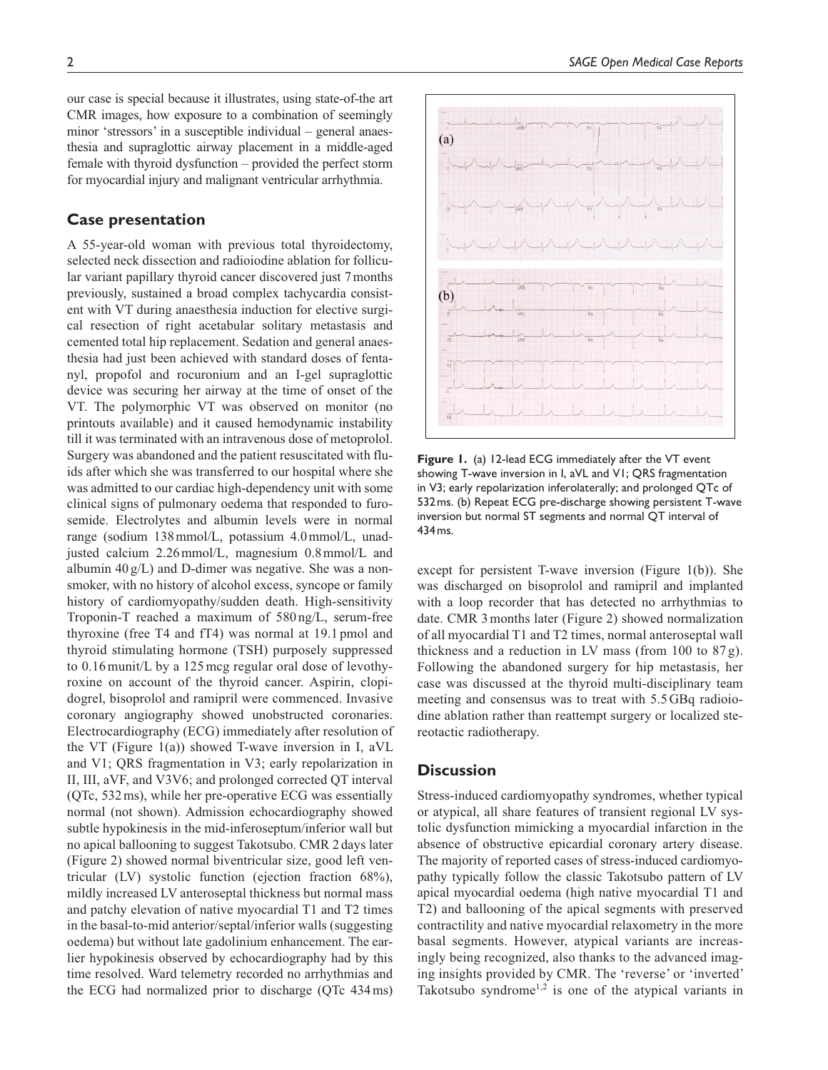our case is special because it illustrates, using state-of-the art CMR images, how exposure to a combination of seemingly minor 'stressors' in a susceptible individual – general anaesthesia and supraglottic airway placement in a middle-aged female with thyroid dysfunction – provided the perfect storm for myocardial injury and malignant ventricular arrhythmia.

## Case presentation

A 55-year-old woman with previous total thyroidectomy, selected neck dissection and radioiodine ablation for follicular variant papillary thyroid cancer discovered just 7 months previously, sustained a broad complex tachycardia consistent with VT during anaesthesia induction for elective surgical resection of right acetabular solitary metastasis and cemented total hip replacement. Sedation and general anaesthesia had just been achieved with standard doses of fentanyl, propofol and rocuronium and an I-gel supraglottic device was securing her airway at the time of onset of the VT. The polymorphic VT was observed on monitor (no printouts available) and it caused hemodynamic instability till it was terminated with an intravenous dose of metoprolol. Surgery was abandoned and the patient resuscitated with fluids after which she was transferred to our hospital where she was admitted to our cardiac high-dependency unit with some clinical signs of pulmonary oedema that responded to furosemide. Electrolytes and albumin levels were in normal range (sodium 138 mmol/L, potassium 4.0 mmol/L, unadjusted calcium 2.26 mmol/L, magnesium 0.8 mmol/L and albumin 40 g/L) and D-dimer was negative. She was a non-smoker, with no history of alcohol excess, syncope or family history of cardiomyopathy/sudden death. High-sensitivity Troponin-T reached a maximum of 580 ng/L, serum-free thyroxine (free T4 and fT4) was normal at 19.1 pmol and thyroid stimulating hormone (TSH) purposely suppressed to 0.16 munit/L by a 125 mcg regular oral dose of levothyroxine on account of the thyroid cancer. Aspirin, clopidogrel, bisoprolol and ramipril were commenced. Invasive coronary angiography showed unobstructed coronaries. Electrocardiography (ECG) immediately after resolution of the VT (Figure 1(a)) showed T-wave inversion in I, aVL and V1; QRS fragmentation in V3; early repolarization in II, III, aVF, and V3V6; and prolonged corrected QT interval (QTc, 532 ms), while her pre-operative ECG was essentially normal (not shown). Admission echocardiography showed subtle hypokinesis in the mid-inferoseptum/inferior wall but no apical ballooning to suggest Takotsubo. CMR 2 days later (Figure 2) showed normal biventricular size, good left ventricular (LV) systolic function (ejection fraction 68%), mildly increased LV anteroseptal thickness but normal mass and patchy elevation of native myocardial T1 and T2 times in the basal-to-mid anterior/septal/inferior walls (suggesting oedema) but without late gadolinium enhancement. The earlier hypokinesis observed by echocardiography had by this time resolved. Ward telemetry recorded no arrhythmias and the ECG had normalized prior to discharge (QTc 434 ms) except for persistent T-wave inversion (Figure 1(b)). She was discharged on bisoprolol and ramipril and implanted with a loop recorder that has detected no arrhythmias to date. CMR 3 months later (Figure 2) showed normalization of all myocardial T1 and T2 times, normal anteroseptal wall thickness and a reduction in LV mass (from 100 to 87 g). Following the abandoned surgery for hip metastasis, her case was discussed at the thyroid multi-disciplinary team meeting and consensus was to treat with 5.5 GBq radioiodine ablation rather than reattempt surgery or localized stereotactic radiotherapy.

**Figure 1.** (a) 12-lead ECG immediately after the VT event showing T-wave inversion in I, aVL and V1; QRS fragmentation in V3; early repolarization inferolaterally; and prolonged QTc of 532 ms. (b) Repeat ECG pre-discharge showing persistent T-wave inversion but normal ST segments and normal QT interval of 434 ms.

## Discussion

Stress-induced cardiomyopathy syndromes, whether typical or atypical, all share features of transient regional LV systolic dysfunction mimicking a myocardial infarction in the absence of obstructive epicardial coronary artery disease. The majority of reported cases of stress-induced cardiomyopathy typically follow the classic Takotsubo pattern of LV apical myocardial oedema (high native myocardial T1 and T2) and ballooning of the apical segments with preserved contractility and native myocardial relaxometry in the more basal segments. However, atypical variants are increasingly being recognized, also thanks to the advanced imaging insights provided by CMR. The 'reverse' or 'inverted' Takotsubo syndrome[1,2] is one of the atypical variants in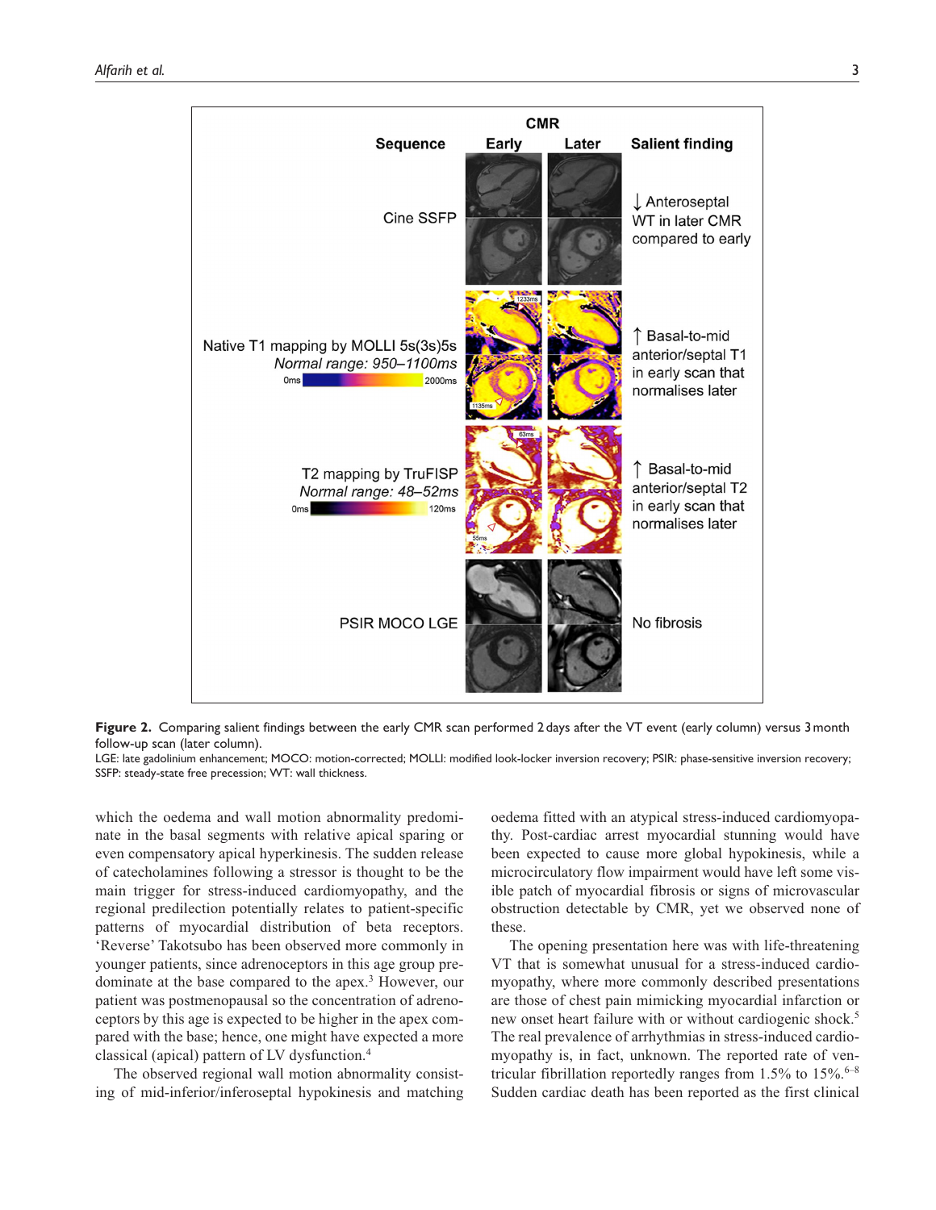**Figure 2.** Comparing salient findings between the early CMR scan performed 2 days after the VT event (early column) versus 3 month follow-up scan (later column).

LGE: late gadolinium enhancement; MOCO: motion-corrected; MOLLI: modified look-locker inversion recovery; PSIR: phase-sensitive inversion recovery; SSFP: steady-state free precession; WT: wall thickness.

which the oedema and wall motion abnormality predominate in the basal segments with relative apical sparing or even compensatory apical hyperkinesis. The sudden release of catecholamines following a stressor is thought to be the main trigger for stress-induced cardiomyopathy, and the regional predilection potentially relates to patient-specific patterns of myocardial distribution of beta receptors. 'Reverse' Takotsubo has been observed more commonly in younger patients, since adrenoceptors in this age group predominate at the base compared to the apex.[3] However, our patient was postmenopausal so the concentration of adrenoceptors by this age is expected to be higher in the apex compared with the base; hence, one might have expected a more classical (apical) pattern of LV dysfunction.[4]

The observed regional wall motion abnormality consisting of mid-inferior/inferoseptal hypokinesis and matching oedema fitted with an atypical stress-induced cardiomyopathy. Post-cardiac arrest myocardial stunning would have been expected to cause more global hypokinesis, while a microcirculatory flow impairment would have left some visible patch of myocardial fibrosis or signs of microvascular obstruction detectable by CMR, yet we observed none of these.

The opening presentation here was with life-threatening VT that is somewhat unusual for a stress-induced cardiomyopathy, where more commonly described presentations are those of chest pain mimicking myocardial infarction or new onset heart failure with or without cardiogenic shock.[5] The real prevalence of arrhythmias in stress-induced cardiomyopathy is, in fact, unknown. The reported rate of ventricular fibrillation reportedly ranges from 1.5% to 15%.[6–8] Sudden cardiac death has been reported as the first clinical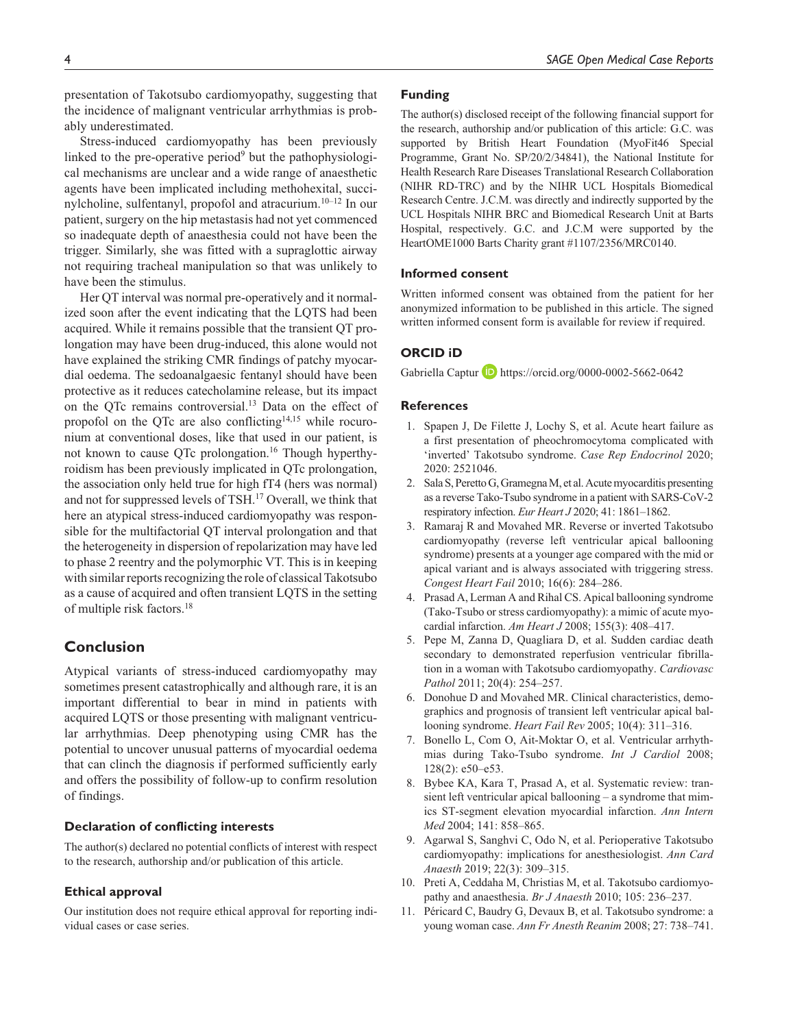presentation of Takotsubo cardiomyopathy, suggesting that the incidence of malignant ventricular arrhythmias is probably underestimated.

Stress-induced cardiomyopathy has been previously linked to the pre-operative period[9] but the pathophysiological mechanisms are unclear and a wide range of anaesthetic agents have been implicated including methohexital, succinylcholine, sulfentanyl, propofol and atracurium.[10–12] In our patient, surgery on the hip metastasis had not yet commenced so inadequate depth of anaesthesia could not have been the trigger. Similarly, she was fitted with a supraglottic airway not requiring tracheal manipulation so that was unlikely to have been the stimulus.

Her QT interval was normal pre-operatively and it normalized soon after the event indicating that the LQTS had been acquired. While it remains possible that the transient QT prolongation may have been drug-induced, this alone would not have explained the striking CMR findings of patchy myocardial oedema. The sedoanalgaesic fentanyl should have been protective as it reduces catecholamine release, but its impact on the QTc remains controversial.[13] Data on the effect of propofol on the QTc are also conflicting[14,15] while rocuronium at conventional doses, like that used in our patient, is not known to cause QTc prolongation.[16] Though hyperthyroidism has been previously implicated in QTc prolongation, the association only held true for high fT4 (hers was normal) and not for suppressed levels of TSH.[17] Overall, we think that here an atypical stress-induced cardiomyopathy was responsible for the multifactorial QT interval prolongation and that the heterogeneity in dispersion of repolarization may have led to phase 2 reentry and the polymorphic VT. This is in keeping with similar reports recognizing the role of classical Takotsubo as a cause of acquired and often transient LQTS in the setting of multiple risk factors.[18]

## Conclusion

Atypical variants of stress-induced cardiomyopathy may sometimes present catastrophically and although rare, it is an important differential to bear in mind in patients with acquired LQTS or those presenting with malignant ventricular arrhythmias. Deep phenotyping using CMR has the potential to uncover unusual patterns of myocardial oedema that can clinch the diagnosis if performed sufficiently early and offers the possibility of follow-up to confirm resolution of findings.

### Declaration of conflicting interests

The author(s) declared no potential conflicts of interest with respect to the research, authorship and/or publication of this article.

### Ethical approval

Our institution does not require ethical approval for reporting individual cases or case series.

### Funding

The author(s) disclosed receipt of the following financial support for the research, authorship and/or publication of this article: G.C. was supported by British Heart Foundation (MyoFit46 Special Programme, Grant No. SP/20/2/34841), the National Institute for Health Research Rare Diseases Translational Research Collaboration (NIHR RD-TRC) and by the NIHR UCL Hospitals Biomedical Research Centre. J.C.M. was directly and indirectly supported by the UCL Hospitals NIHR BRC and Biomedical Research Unit at Barts Hospital, respectively. G.C. and J.C.M were supported by the HeartOME1000 Barts Charity grant #1107/2356/MRC0140.

### Informed consent

Written informed consent was obtained from the patient for her anonymized information to be published in this article. The signed written informed consent form is available for review if required.

### ORCID iD

Gabriella Captur https://orcid.org/0000-0002-5662-0642

### References

1. Spapen J, De Filette J, Lochy S, et al. Acute heart failure as a first presentation of pheochromocytoma complicated with 'inverted' Takotsubo syndrome. *Case Rep Endocrinol* 2020; 2020: 2521046.
2. Sala S, Peretto G, Gramegna M, et al. Acute myocarditis presenting as a reverse Tako-Tsubo syndrome in a patient with SARS-CoV-2 respiratory infection. *Eur Heart J* 2020; 41: 1861–1862.
3. Ramaraj R and Movahed MR. Reverse or inverted Takotsubo cardiomyopathy (reverse left ventricular apical ballooning syndrome) presents at a younger age compared with the mid or apical variant and is always associated with triggering stress. *Congest Heart Fail* 2010; 16(6): 284–286.
4. Prasad A, Lerman A and Rihal CS. Apical ballooning syndrome (Tako-Tsubo or stress cardiomyopathy): a mimic of acute myocardial infarction. *Am Heart J* 2008; 155(3): 408–417.
5. Pepe M, Zanna D, Quagliara D, et al. Sudden cardiac death secondary to demonstrated reperfusion ventricular fibrillation in a woman with Takotsubo cardiomyopathy. *Cardiovasc Pathol* 2011; 20(4): 254–257.
6. Donohue D and Movahed MR. Clinical characteristics, demographics and prognosis of transient left ventricular apical ballooning syndrome. *Heart Fail Rev* 2005; 10(4): 311–316.
7. Bonello L, Com O, Ait-Moktar O, et al. Ventricular arrhythmias during Tako-Tsubo syndrome. *Int J Cardiol* 2008; 128(2): e50–e53.
8. Bybee KA, Kara T, Prasad A, et al. Systematic review: transient left ventricular apical ballooning – a syndrome that mimics ST-segment elevation myocardial infarction. *Ann Intern Med* 2004; 141: 858–865.
9. Agarwal S, Sanghvi C, Odo N, et al. Perioperative Takotsubo cardiomyopathy: implications for anesthesiologist. *Ann Card Anaesth* 2019; 22(3): 309–315.
10. Preti A, Ceddaha M, Christias M, et al. Takotsubo cardiomyopathy and anaesthesia. *Br J Anaesth* 2010; 105: 236–237.
11. Péricard C, Baudry G, Devaux B, et al. Takotsubo syndrome: a young woman case. *Ann Fr Anesth Reanim* 2008; 27: 738–741.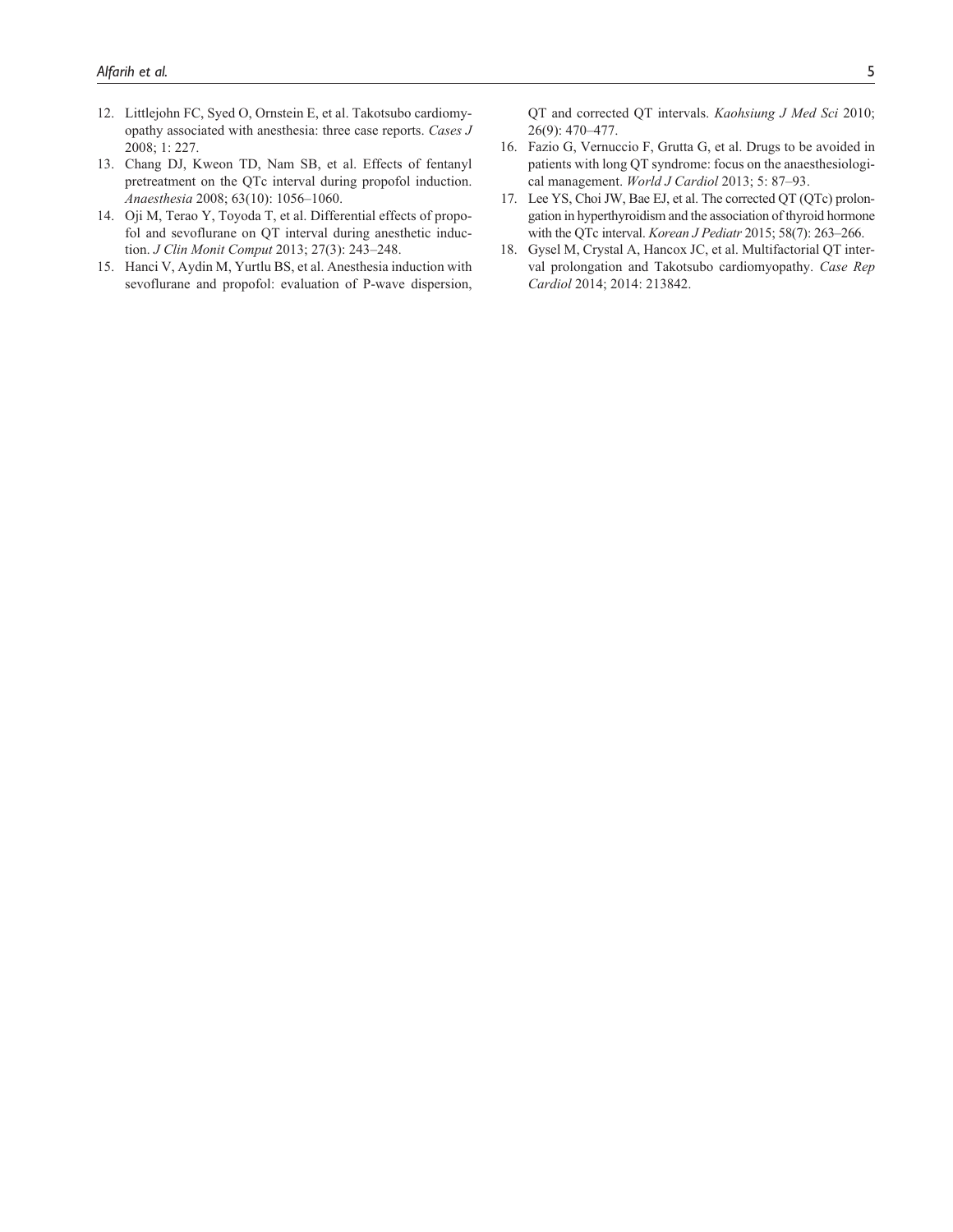12. Littlejohn FC, Syed O, Ornstein E, et al. Takotsubo cardiomyopathy associated with anesthesia: three case reports. *Cases J* 2008; 1: 227.
13. Chang DJ, Kweon TD, Nam SB, et al. Effects of fentanyl pretreatment on the QTc interval during propofol induction. *Anaesthesia* 2008; 63(10): 1056–1060.
14. Oji M, Terao Y, Toyoda T, et al. Differential effects of propofol and sevoflurane on QT interval during anesthetic induction. *J Clin Monit Comput* 2013; 27(3): 243–248.
15. Hanci V, Aydin M, Yurtlu BS, et al. Anesthesia induction with sevoflurane and propofol: evaluation of P-wave dispersion, QT and corrected QT intervals. *Kaohsiung J Med Sci* 2010; 26(9): 470–477.
16. Fazio G, Vernuccio F, Grutta G, et al. Drugs to be avoided in patients with long QT syndrome: focus on the anaesthesiological management. *World J Cardiol* 2013; 5: 87–93.
17. Lee YS, Choi JW, Bae EJ, et al. The corrected QT (QTc) prolongation in hyperthyroidism and the association of thyroid hormone with the QTc interval. *Korean J Pediatr* 2015; 58(7): 263–266.
18. Gysel M, Crystal A, Hancox JC, et al. Multifactorial QT interval prolongation and Takotsubo cardiomyopathy. *Case Rep Cardiol* 2014; 2014: 213842.